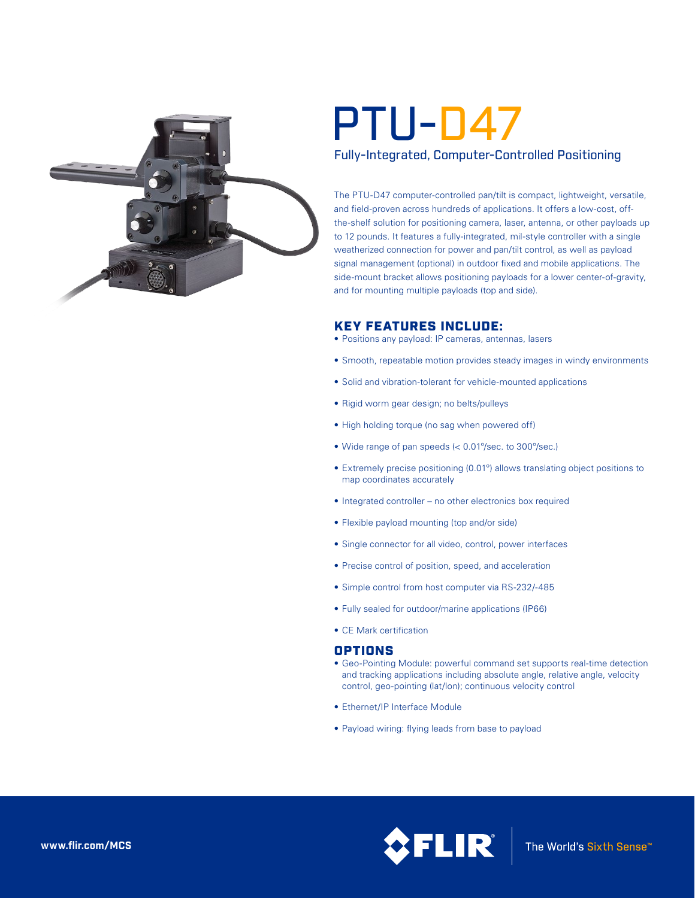# PTU-D47

## Fully-Integrated, Computer-Controlled Positioning

The PTU-D47 computer-controlled pan/tilt is compact, lightweight, versatile, and field-proven across hundreds of applications. It offers a low-cost, off-the-shelf solution for positioning camera, laser, antenna, or other payloads up to 12 pounds. It features a fully-integrated, mil-style controller with a single weatherized connection for power and pan/tilt control, as well as payload signal management (optional) in outdoor fixed and mobile applications. The side-mount bracket allows positioning payloads for a lower center-of-gravity, and for mounting multiple payloads (top and side).

## KEY FEATURES INCLUDE:

- Positions any payload: IP cameras, antennas, lasers
- Smooth, repeatable motion provides steady images in windy environments
- Solid and vibration-tolerant for vehicle-mounted applications
- Rigid worm gear design; no belts/pulleys
- High holding torque (no sag when powered off)
- Wide range of pan speeds (< 0.01°/sec. to 300°/sec.)
- Extremely precise positioning (0.01°) allows translating object positions to map coordinates accurately
- Integrated controller – no other electronics box required
- Flexible payload mounting (top and/or side)
- Single connector for all video, control, power interfaces
- Precise control of position, speed, and acceleration
- Simple control from host computer via RS-232/-485
- Fully sealed for outdoor/marine applications (IP66)
- CE Mark certification

## OPTIONS

- Geo-Pointing Module: powerful command set supports real-time detection and tracking applications including absolute angle, relative angle, velocity control, geo-pointing (lat/lon); continuous velocity control
- Ethernet/IP Interface Module
- Payload wiring: flying leads from base to payload

www.flir.com/MCS

FLIR — The World's Sixth Sense™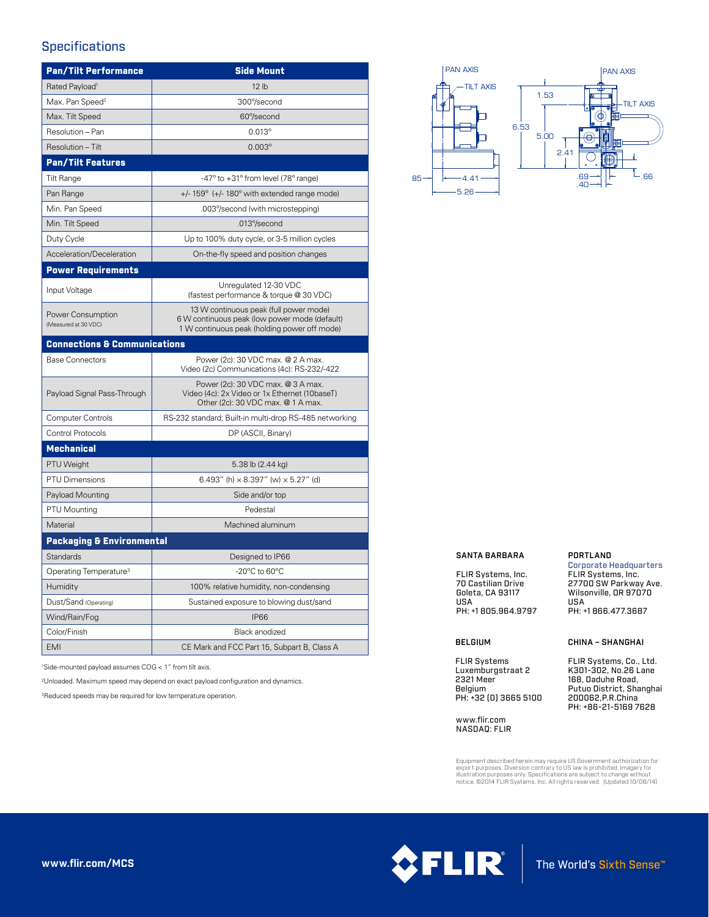## Specifications

| Pan/Tilt Performance | Side Mount |
|---|---|
| Rated Payload[1] | 12 lb |
| Max. Pan Speed[2] | 300°/second |
| Max. Tilt Speed | 60°/second |
| Resolution – Pan | 0.013° |
| Resolution – Tilt | 0.003° |
| **Pan/Tilt Features** | |
| Tilt Range | -47° to +31° from level (78° range) |
| Pan Range | +/- 159° (+/- 180° with extended range mode) |
| Min. Pan Speed | .003°/second (with microstepping) |
| Min. Tilt Speed | .013°/second |
| Duty Cycle | Up to 100% duty cycle, or 3-5 million cycles |
| Acceleration/Deceleration | On-the-fly speed and position changes |
| **Power Requirements** | |
| Input Voltage | Unregulated 12-30 VDC (fastest performance & torque @ 30 VDC) |
| Power Consumption (Measured at 30 VDC) | 13 W continuous peak (full power mode) 6 W continuous peak (low power mode (default) 1 W continuous peak (holding power off mode) |
| **Connections & Communications** | |
| Base Connectors | Power (2c): 30 VDC max. @ 2 A max. Video (2c) Communications (4c): RS-232/-422 |
| Payload Signal Pass-Through | Power (2c): 30 VDC max. @ 3 A max. Video (4c): 2x Video or 1x Ethernet (10baseT) Other (2c): 30 VDC max. @ 1 A max. |
| Computer Controls | RS-232 standard; Built-in multi-drop RS-485 networking |
| Control Protocols | DP (ASCII, Binary) |
| **Mechanical** | |
| PTU Weight | 5.38 lb (2.44 kg) |
| PTU Dimensions | 6.493" (h) × 8.397" (w) × 5.27" (d) |
| Payload Mounting | Side and/or top |
| PTU Mounting | Pedestal |
| Material | Machined aluminum |
| **Packaging & Environmental** | |
| Standards | Designed to IP66 |
| Operating Temperature[3] | -20°C to 60°C |
| Humidity | 100% relative humidity, non-condensing |
| Dust/Sand (Operating) | Sustained exposure to blowing dust/sand |
| Wind/Rain/Fog | IP66 |
| Color/Finish | Black anodized |
| EMI | CE Mark and FCC Part 15, Subpart B, Class A |

[1]Side-mounted payload assumes COG < 1" from tilt axis.

[2]Unloaded. Maximum speed may depend on exact payload configuration and dynamics.

[3]Reduced speeds may be required for low temperature operation.

PAN AXIS
TILT AXIS
.85
4.41
5.26

PAN AXIS
TILT AXIS
1.53
6.53
5.00
2.41
.69
.40
.66

**SANTA BARBARA**

FLIR Systems, Inc.
70 Castilian Drive
Goleta, CA 93117
USA
PH: +1 805.964.9797

**PORTLAND**
Corporate Headquarters
FLIR Systems, Inc.
27700 SW Parkway Ave.
Wilsonville, OR 97070
USA
PH: +1 866.477.3687

**BELGIUM**

FLIR Systems
Luxemburgstraat 2
2321 Meer
Belgium
PH: +32 (0) 3665 5100

**CHINA – SHANGHAI**

FLIR Systems, Co., Ltd.
K301-302, No.26 Lane
168, Daduhe Road,
Putuo District, Shanghai
200062,P.R.China
PH: +86-21-5169 7628

www.flir.com
NASDAQ: FLIR

Equipment described herein may require US Government authorization for export purposes. Diversion contrary to US law is prohibited. Imagery for illustration purposes only. Specifications are subject to change without notice. ©2014 FLIR Systems, Inc. All rights reserved. (Updated 10/08/14)

www.flir.com/MCS

FLIR® The World's Sixth Sense™